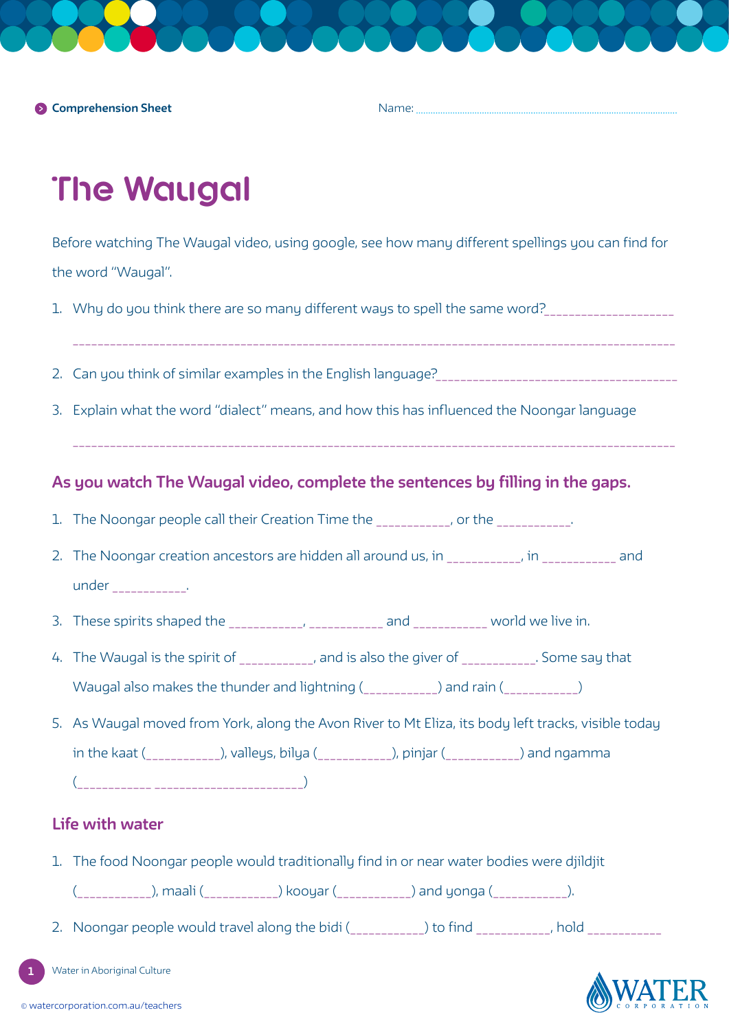Comprehension Sheet

Name: ....................................................................................................

# The Waugal

Before watching The Waugal video, using google, see how many different spellings you can find for the word "Waugal".

1. Why do you think there are so many different ways to spell the same word?___________________

   ___________________________________________________________________________________________

2. Can you think of similar examples in the English language?_____________________________________

3. Explain what the word "dialect" means, and how this has influenced the Noongar language

   ___________________________________________________________________________________________

## As you watch The Waugal video, complete the sentences by filling in the gaps.

1. The Noongar people call their Creation Time the ___________, or the ___________.
2. The Noongar creation ancestors are hidden all around us, in ___________, in ___________ and under ___________.
3. These spirits shaped the ___________, ___________ and ___________ world we live in.
4. The Waugal is the spirit of ___________, and is also the giver of ___________. Some say that Waugal also makes the thunder and lightning (___________) and rain (___________)
5. As Waugal moved from York, along the Avon River to Mt Eliza, its body left tracks, visible today in the kaat (___________), valleys, bilya (___________), pinjar (___________) and ngamma (___________ ______________________)

## Life with water

1. The food Noongar people would traditionally find in or near water bodies were djildjit (___________), maali (___________) kooyar (___________) and yonga (___________).
2. Noongar people would travel along the bidi (___________) to find ___________, hold ___________

Water in Aboriginal Culture

© watercorporation.com.au/teachers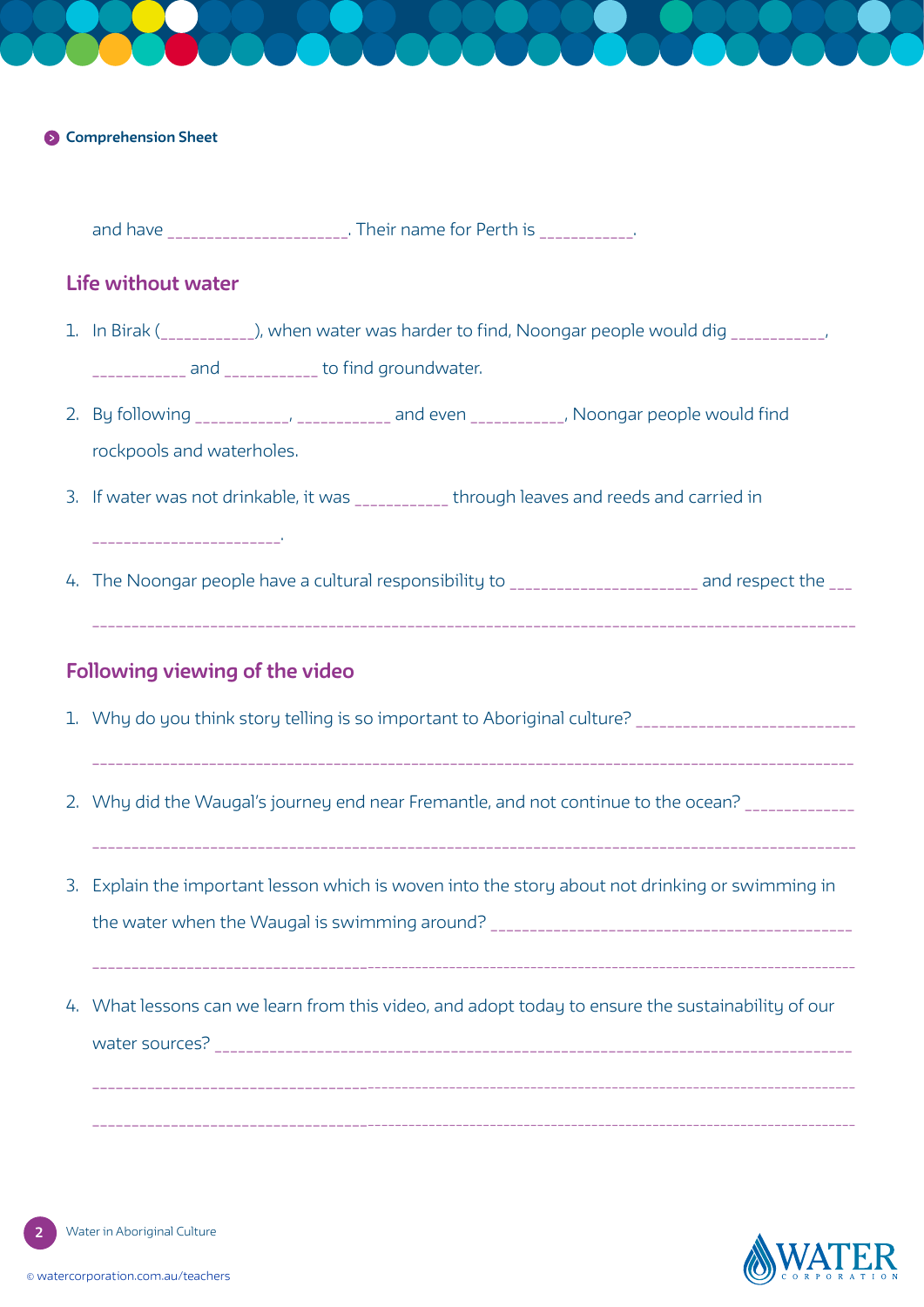Comprehension Sheet

and have ____________________. Their name for Perth is __________.

## Life without water

1. In Birak (__________), when water was harder to find, Noongar people would dig __________, __________ and __________ to find groundwater.
2. By following __________, __________ and even __________, Noongar people would find rockpools and waterholes.
3. If water was not drinkable, it was __________ through leaves and reeds and carried in ______________________.
4. The Noongar people have a cultural responsibility to ____________________ and respect the ___ ________________________________________________________________________________

## Following viewing of the video

1. Why do you think story telling is so important to Aboriginal culture? ________________________ ________________________________________________________________________________
2. Why did the Waugal's journey end near Fremantle, and not continue to the ocean? ___________ ________________________________________________________________________________
3. Explain the important lesson which is woven into the story about not drinking or swimming in the water when the Waugal is swimming around? ______________________________________ ________________________________________________________________________________
4. What lessons can we learn from this video, and adopt today to ensure the sustainability of our water sources? ____________________________________________________________________ ________________________________________________________________________________ ________________________________________________________________________________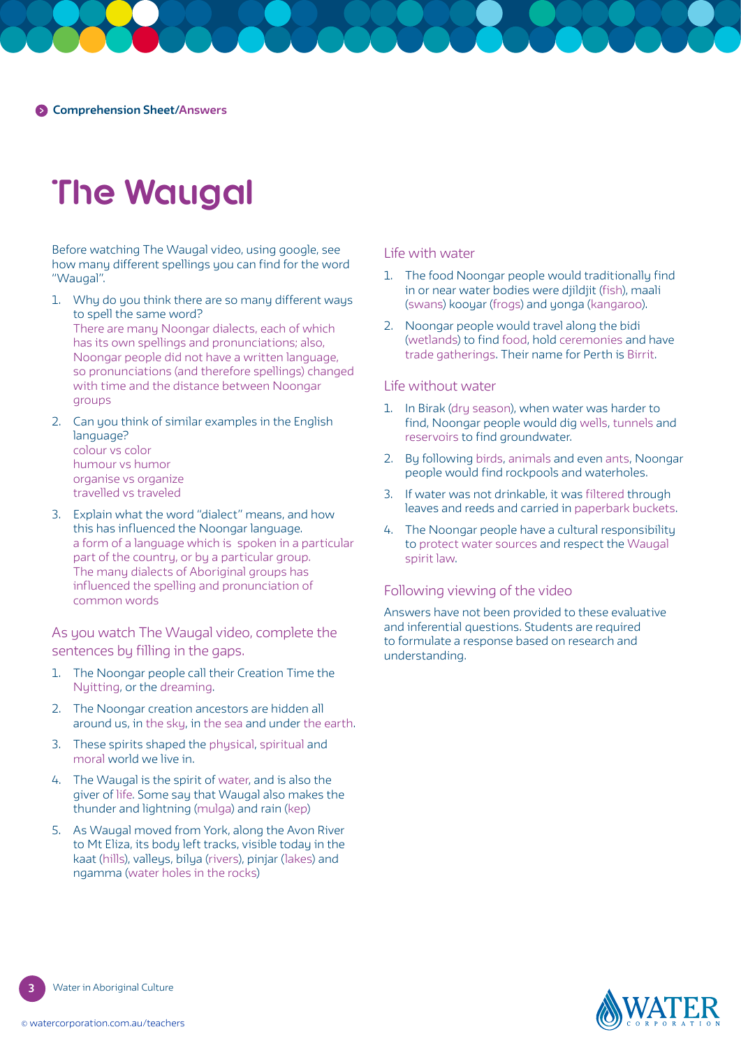**Comprehension Sheet/Answers**

# The Waugal

Before watching The Waugal video, using google, see how many different spellings you can find for the word "Waugal".

1. Why do you think there are so many different ways to spell the same word?
   There are many Noongar dialects, each of which has its own spellings and pronunciations; also, Noongar people did not have a written language, so pronunciations (and therefore spellings) changed with time and the distance between Noongar groups
2. Can you think of similar examples in the English language?
   colour vs color
   humour vs humor
   organise vs organize
   travelled vs traveled
3. Explain what the word "dialect" means, and how this has influenced the Noongar language.
   a form of a language which is spoken in a particular part of the country, or by a particular group.
   The many dialects of Aboriginal groups has influenced the spelling and pronunciation of common words

## As you watch The Waugal video, complete the sentences by filling in the gaps.

1. The Noongar people call their Creation Time the Nyitting, or the dreaming.
2. The Noongar creation ancestors are hidden all around us, in the sky, in the sea and under the earth.
3. These spirits shaped the physical, spiritual and moral world we live in.
4. The Waugal is the spirit of water, and is also the giver of life. Some say that Waugal also makes the thunder and lightning (mulga) and rain (kep)
5. As Waugal moved from York, along the Avon River to Mt Eliza, its body left tracks, visible today in the kaat (hills), valleys, bilya (rivers), pinjar (lakes) and ngamma (water holes in the rocks)

## Life with water

1. The food Noongar people would traditionally find in or near water bodies were djildjit (fish), maali (swans) kooyar (frogs) and yonga (kangaroo).
2. Noongar people would travel along the bidi (wetlands) to find food, hold ceremonies and have trade gatherings. Their name for Perth is Birrit.

## Life without water

1. In Birak (dry season), when water was harder to find, Noongar people would dig wells, tunnels and reservoirs to find groundwater.
2. By following birds, animals and even ants, Noongar people would find rockpools and waterholes.
3. If water was not drinkable, it was filtered through leaves and reeds and carried in paperbark buckets.
4. The Noongar people have a cultural responsibility to protect water sources and respect the Waugal spirit law.

## Following viewing of the video

Answers have not been provided to these evaluative and inferential questions. Students are required to formulate a response based on research and understanding.